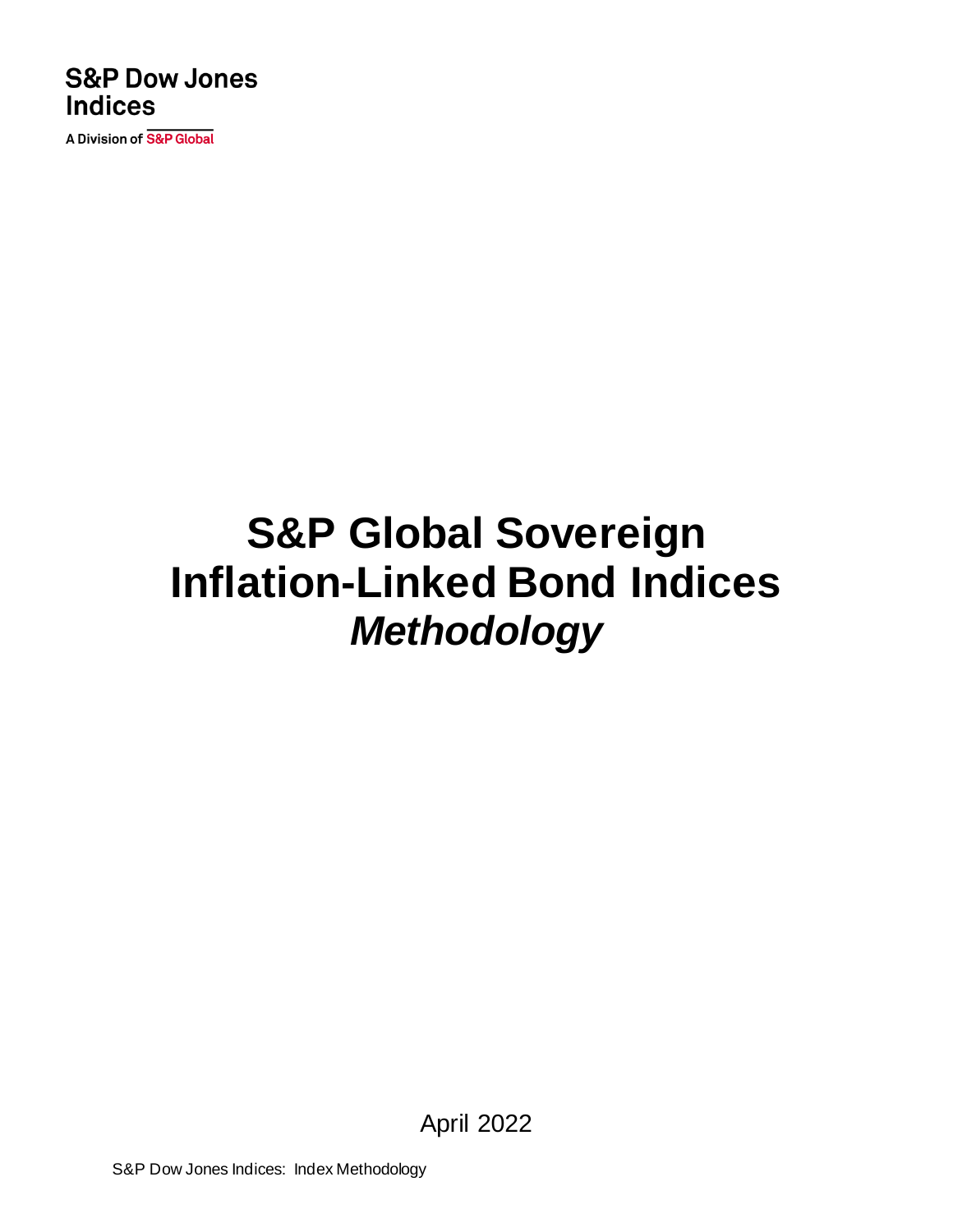S&P Dow Jones Indices

A Division of S&P Global

# S&P Global Sovereign Inflation-Linked Bond Indices *Methodology*

April 2022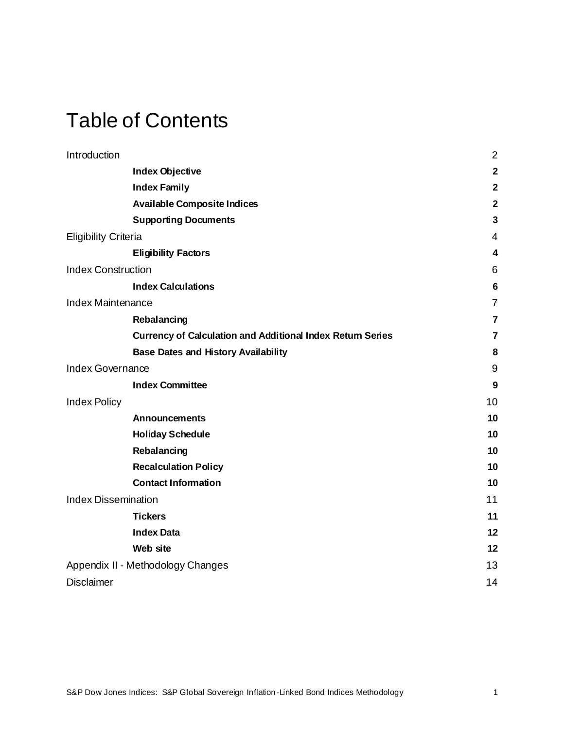# Table of Contents

| | |
|---|---|
| Introduction | 2 |
| **Index Objective** | **2** |
| **Index Family** | **2** |
| **Available Composite Indices** | **2** |
| **Supporting Documents** | **3** |
| Eligibility Criteria | 4 |
| **Eligibility Factors** | **4** |
| Index Construction | 6 |
| **Index Calculations** | **6** |
| Index Maintenance | 7 |
| **Rebalancing** | **7** |
| **Currency of Calculation and Additional Index Return Series** | **7** |
| **Base Dates and History Availability** | **8** |
| Index Governance | 9 |
| **Index Committee** | **9** |
| Index Policy | 10 |
| **Announcements** | **10** |
| **Holiday Schedule** | **10** |
| **Rebalancing** | **10** |
| **Recalculation Policy** | **10** |
| **Contact Information** | **10** |
| Index Dissemination | 11 |
| **Tickers** | **11** |
| **Index Data** | **12** |
| **Web site** | **12** |
| Appendix II - Methodology Changes | 13 |
| Disclaimer | 14 |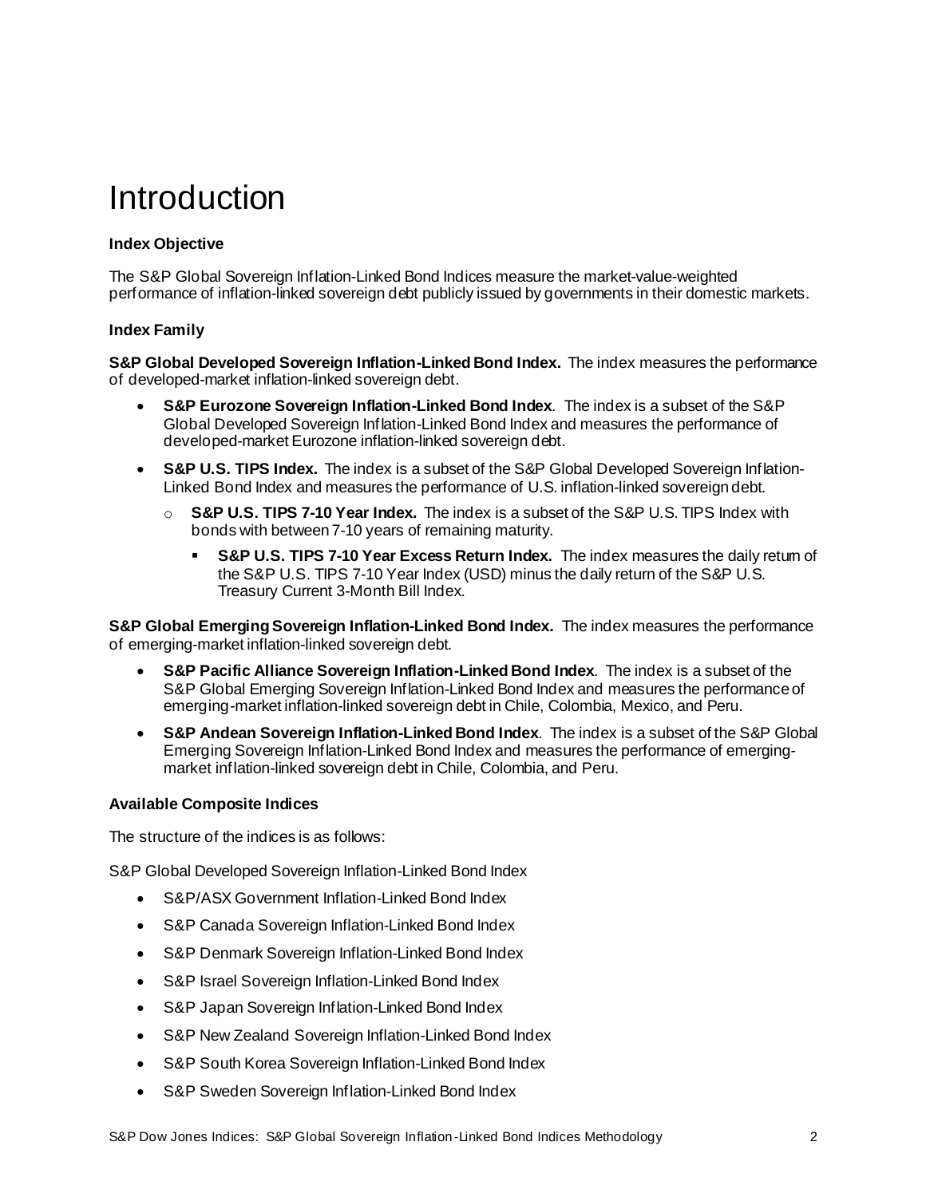# Introduction

**Index Objective**

The S&P Global Sovereign Inflation-Linked Bond Indices measure the market-value-weighted performance of inflation-linked sovereign debt publicly issued by governments in their domestic markets.

**Index Family**

**S&P Global Developed Sovereign Inflation-Linked Bond Index.** The index measures the performance of developed-market inflation-linked sovereign debt.

- **S&P Eurozone Sovereign Inflation-Linked Bond Index**. The index is a subset of the S&P Global Developed Sovereign Inflation-Linked Bond Index and measures the performance of developed-market Eurozone inflation-linked sovereign debt.
- **S&P U.S. TIPS Index.** The index is a subset of the S&P Global Developed Sovereign Inflation-Linked Bond Index and measures the performance of U.S. inflation-linked sovereign debt.
  - **S&P U.S. TIPS 7-10 Year Index.** The index is a subset of the S&P U.S. TIPS Index with bonds with between 7-10 years of remaining maturity.
    - **S&P U.S. TIPS 7-10 Year Excess Return Index.** The index measures the daily return of the S&P U.S. TIPS 7-10 Year Index (USD) minus the daily return of the S&P U.S. Treasury Current 3-Month Bill Index.

**S&P Global Emerging Sovereign Inflation-Linked Bond Index.** The index measures the performance of emerging-market inflation-linked sovereign debt.

- **S&P Pacific Alliance Sovereign Inflation-Linked Bond Index**. The index is a subset of the S&P Global Emerging Sovereign Inflation-Linked Bond Index and measures the performance of emerging-market inflation-linked sovereign debt in Chile, Colombia, Mexico, and Peru.
- **S&P Andean Sovereign Inflation-Linked Bond Index**. The index is a subset of the S&P Global Emerging Sovereign Inflation-Linked Bond Index and measures the performance of emerging-market inflation-linked sovereign debt in Chile, Colombia, and Peru.

**Available Composite Indices**

The structure of the indices is as follows:

S&P Global Developed Sovereign Inflation-Linked Bond Index

- S&P/ASX Government Inflation-Linked Bond Index
- S&P Canada Sovereign Inflation-Linked Bond Index
- S&P Denmark Sovereign Inflation-Linked Bond Index
- S&P Israel Sovereign Inflation-Linked Bond Index
- S&P Japan Sovereign Inflation-Linked Bond Index
- S&P New Zealand Sovereign Inflation-Linked Bond Index
- S&P South Korea Sovereign Inflation-Linked Bond Index
- S&P Sweden Sovereign Inflation-Linked Bond Index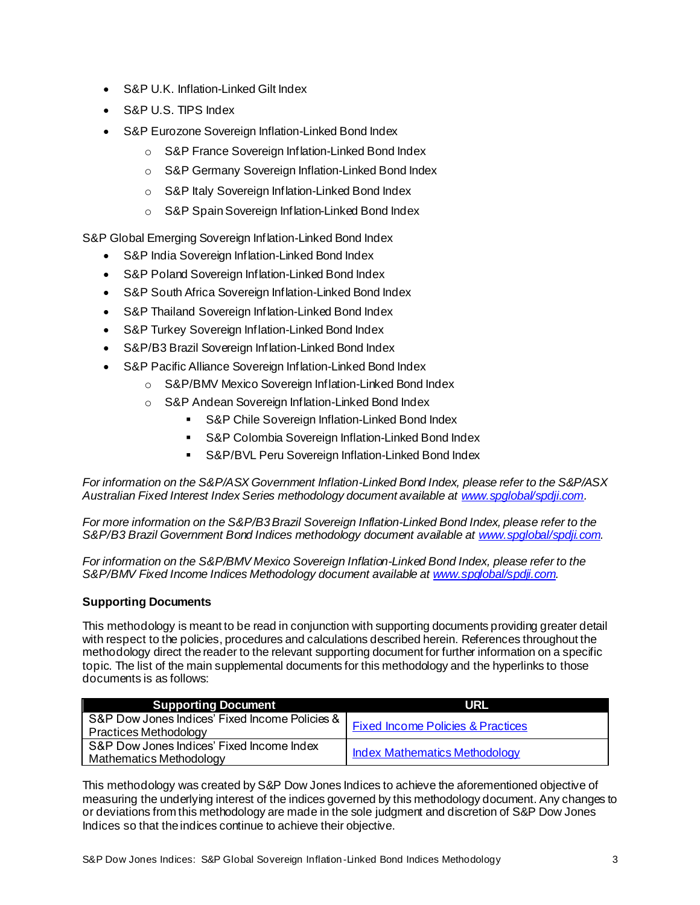- S&P U.K. Inflation-Linked Gilt Index
- S&P U.S. TIPS Index
- S&P Eurozone Sovereign Inflation-Linked Bond Index
    - S&P France Sovereign Inflation-Linked Bond Index
    - S&P Germany Sovereign Inflation-Linked Bond Index
    - S&P Italy Sovereign Inflation-Linked Bond Index
    - S&P Spain Sovereign Inflation-Linked Bond Index

S&P Global Emerging Sovereign Inflation-Linked Bond Index

- S&P India Sovereign Inflation-Linked Bond Index
- S&P Poland Sovereign Inflation-Linked Bond Index
- S&P South Africa Sovereign Inflation-Linked Bond Index
- S&P Thailand Sovereign Inflation-Linked Bond Index
- S&P Turkey Sovereign Inflation-Linked Bond Index
- S&P/B3 Brazil Sovereign Inflation-Linked Bond Index
- S&P Pacific Alliance Sovereign Inflation-Linked Bond Index
    - S&P/BMV Mexico Sovereign Inflation-Linked Bond Index
    - S&P Andean Sovereign Inflation-Linked Bond Index
        - S&P Chile Sovereign Inflation-Linked Bond Index
        - S&P Colombia Sovereign Inflation-Linked Bond Index
        - S&P/BVL Peru Sovereign Inflation-Linked Bond Index

*For information on the S&P/ASX Government Inflation-Linked Bond Index, please refer to the S&P/ASX Australian Fixed Interest Index Series methodology document available at [www.spglobal/spdji.com](www.spglobal/spdji.com).*

*For more information on the S&P/B3 Brazil Sovereign Inflation-Linked Bond Index, please refer to the S&P/B3 Brazil Government Bond Indices methodology document available at [www.spglobal/spdji.com](www.spglobal/spdji.com).*

*For information on the S&P/BMV Mexico Sovereign Inflation-Linked Bond Index, please refer to the S&P/BMV Fixed Income Indices Methodology document available at [www.spglobal/spdji.com](www.spglobal/spdji.com).*

**Supporting Documents**

This methodology is meant to be read in conjunction with supporting documents providing greater detail with respect to the policies, procedures and calculations described herein. References throughout the methodology direct the reader to the relevant supporting document for further information on a specific topic. The list of the main supplemental documents for this methodology and the hyperlinks to those documents is as follows:

| Supporting Document | URL |
|---|---|
| S&P Dow Jones Indices' Fixed Income Policies & Practices Methodology | Fixed Income Policies & Practices |
| S&P Dow Jones Indices' Fixed Income Index Mathematics Methodology | Index Mathematics Methodology |

This methodology was created by S&P Dow Jones Indices to achieve the aforementioned objective of measuring the underlying interest of the indices governed by this methodology document. Any changes to or deviations from this methodology are made in the sole judgment and discretion of S&P Dow Jones Indices so that the indices continue to achieve their objective.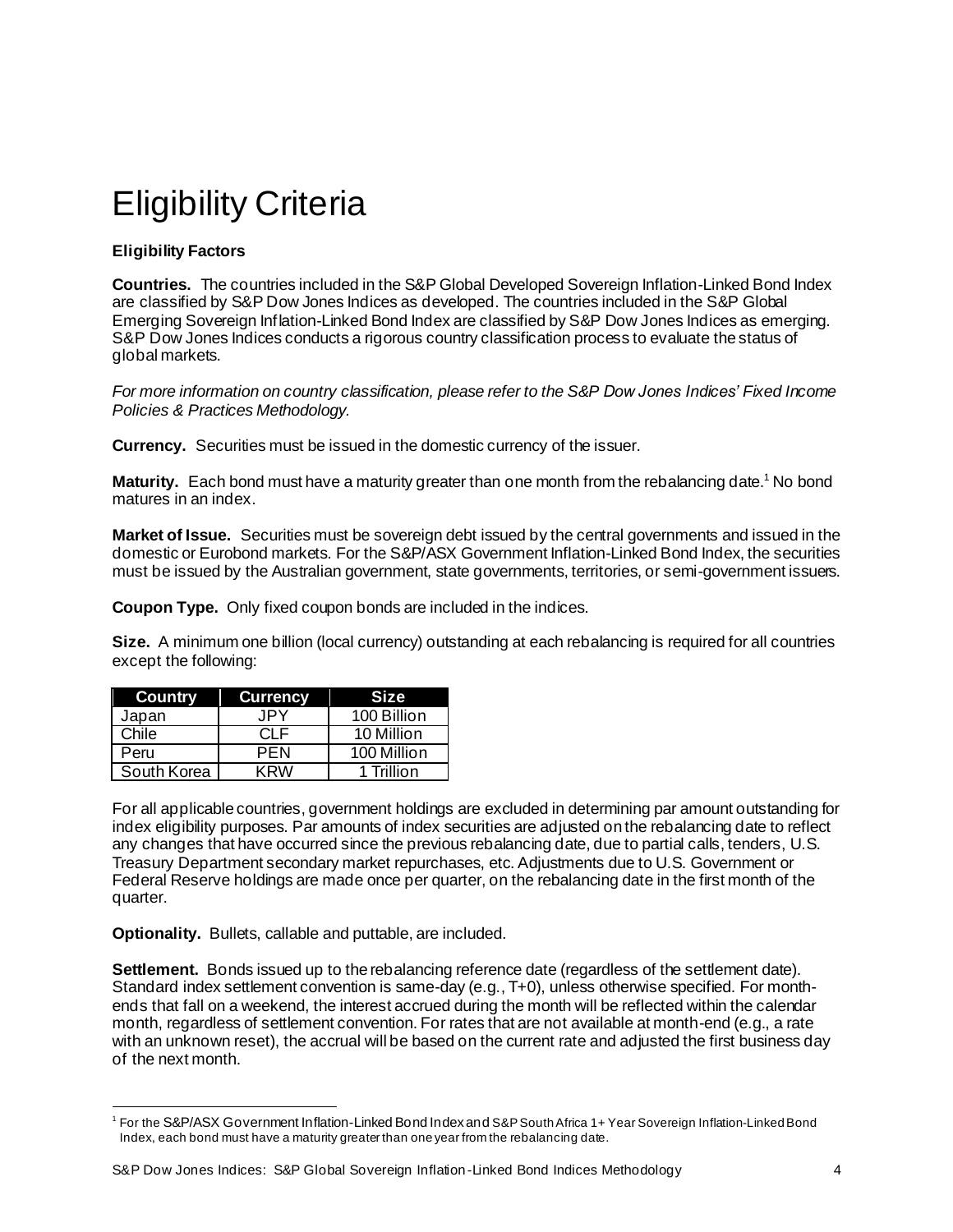# Eligibility Criteria

**Eligibility Factors**

**Countries.** The countries included in the S&P Global Developed Sovereign Inflation-Linked Bond Index are classified by S&P Dow Jones Indices as developed. The countries included in the S&P Global Emerging Sovereign Inflation-Linked Bond Index are classified by S&P Dow Jones Indices as emerging. S&P Dow Jones Indices conducts a rigorous country classification process to evaluate the status of global markets.

*For more information on country classification, please refer to the S&P Dow Jones Indices' Fixed Income Policies & Practices Methodology.*

**Currency.** Securities must be issued in the domestic currency of the issuer.

**Maturity.** Each bond must have a maturity greater than one month from the rebalancing date.[1] No bond matures in an index.

**Market of Issue.** Securities must be sovereign debt issued by the central governments and issued in the domestic or Eurobond markets. For the S&P/ASX Government Inflation-Linked Bond Index, the securities must be issued by the Australian government, state governments, territories, or semi-government issuers.

**Coupon Type.** Only fixed coupon bonds are included in the indices.

**Size.** A minimum one billion (local currency) outstanding at each rebalancing is required for all countries except the following:

| Country | Currency | Size |
|---|---|---|
| Japan | JPY | 100 Billion |
| Chile | CLF | 10 Million |
| Peru | PEN | 100 Million |
| South Korea | KRW | 1 Trillion |

For all applicable countries, government holdings are excluded in determining par amount outstanding for index eligibility purposes. Par amounts of index securities are adjusted on the rebalancing date to reflect any changes that have occurred since the previous rebalancing date, due to partial calls, tenders, U.S. Treasury Department secondary market repurchases, etc. Adjustments due to U.S. Government or Federal Reserve holdings are made once per quarter, on the rebalancing date in the first month of the quarter.

**Optionality.** Bullets, callable and puttable, are included.

**Settlement.** Bonds issued up to the rebalancing reference date (regardless of the settlement date). Standard index settlement convention is same-day (e.g., T+0), unless otherwise specified. For month-ends that fall on a weekend, the interest accrued during the month will be reflected within the calendar month, regardless of settlement convention. For rates that are not available at month-end (e.g., a rate with an unknown reset), the accrual will be based on the current rate and adjusted the first business day of the next month.

[1] For the S&P/ASX Government Inflation-Linked Bond Index and S&P South Africa 1+ Year Sovereign Inflation-Linked Bond Index, each bond must have a maturity greater than one year from the rebalancing date.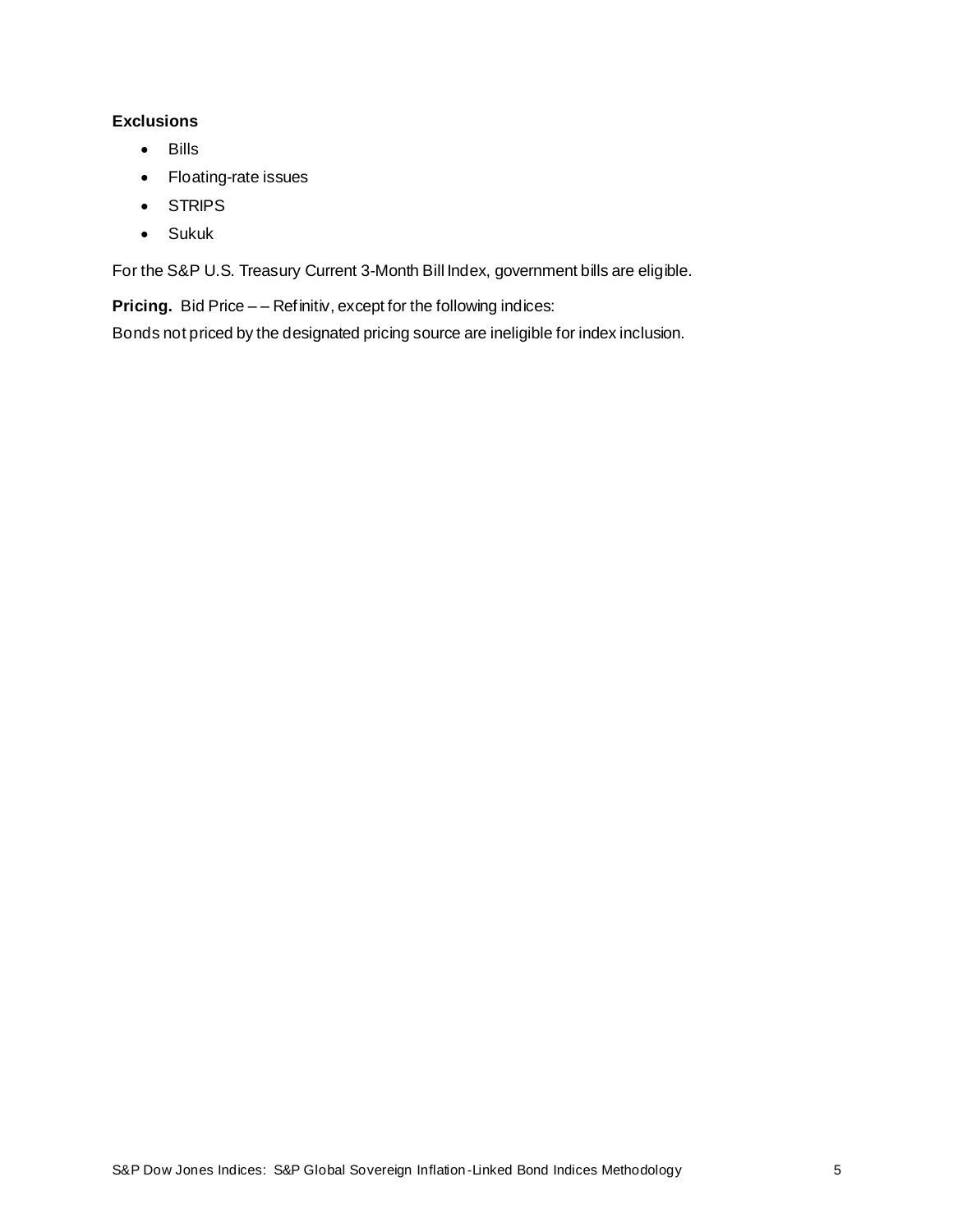### Exclusions

- Bills
- Floating-rate issues
- STRIPS
- Sukuk

For the S&P U.S. Treasury Current 3-Month Bill Index, government bills are eligible.

**Pricing.** Bid Price – – Refinitiv, except for the following indices:

Bonds not priced by the designated pricing source are ineligible for index inclusion.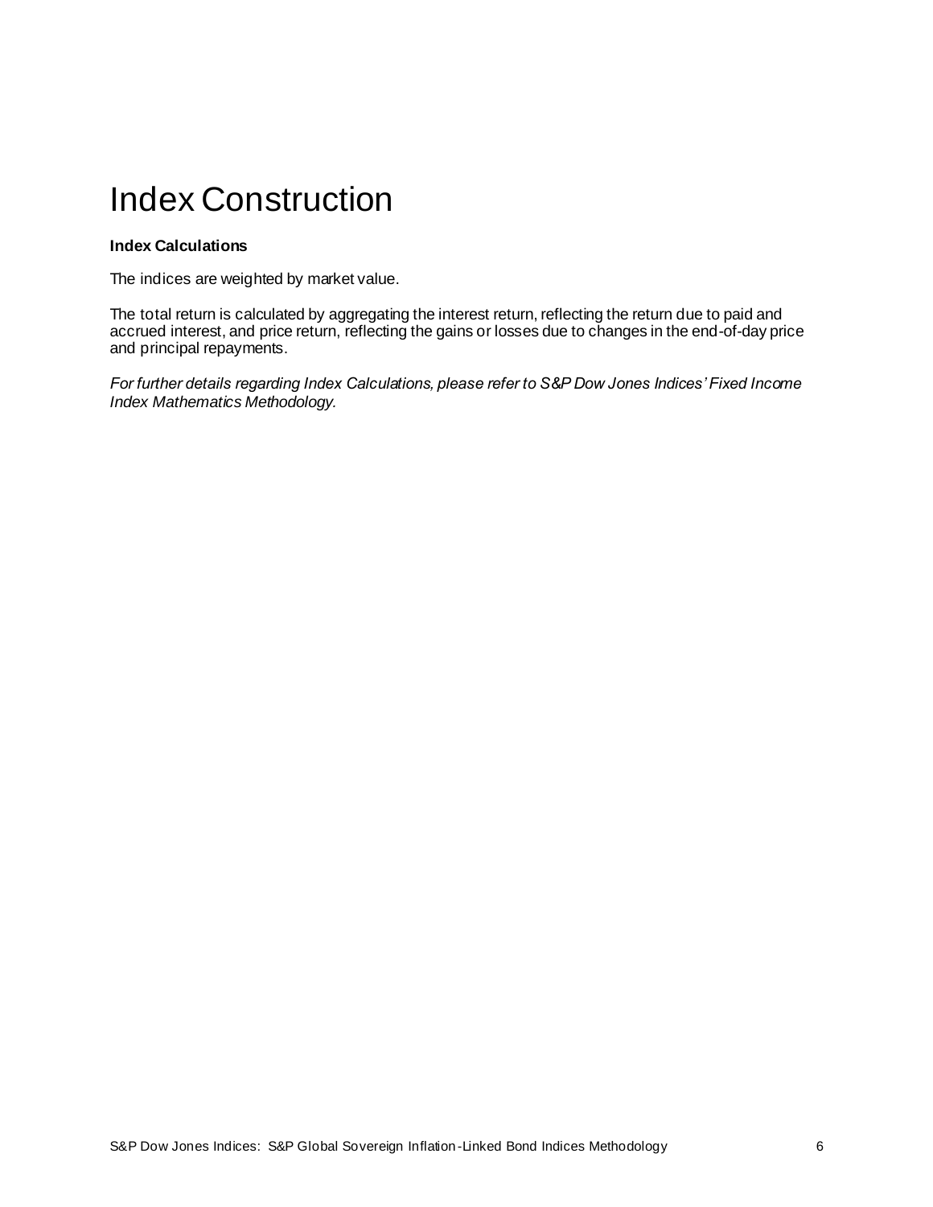# Index Construction

### Index Calculations

The indices are weighted by market value.

The total return is calculated by aggregating the interest return, reflecting the return due to paid and accrued interest, and price return, reflecting the gains or losses due to changes in the end-of-day price and principal repayments.

*For further details regarding Index Calculations, please refer to S&P Dow Jones Indices' Fixed Income Index Mathematics Methodology.*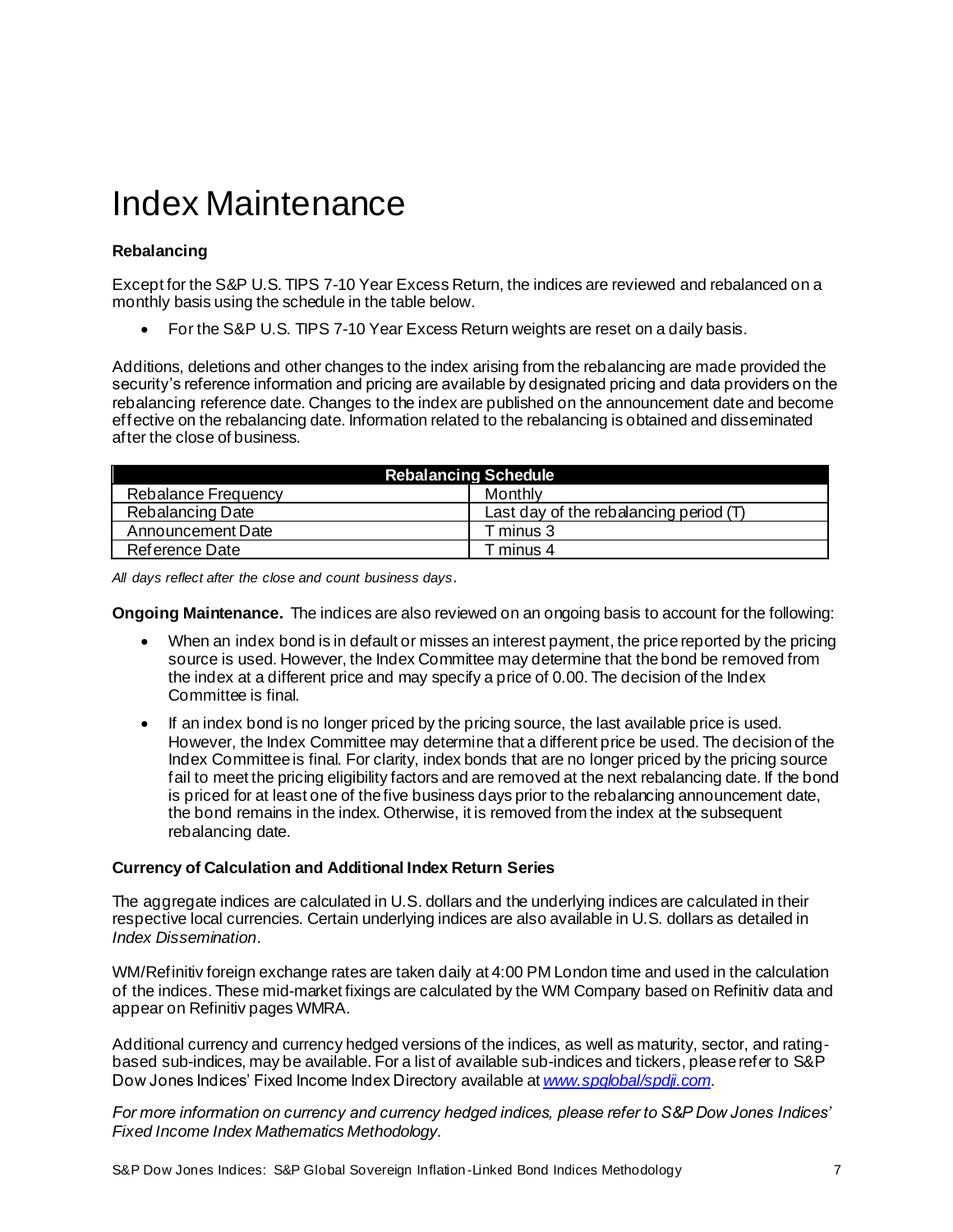# Index Maintenance

**Rebalancing**

Except for the S&P U.S. TIPS 7-10 Year Excess Return, the indices are reviewed and rebalanced on a monthly basis using the schedule in the table below.

- For the S&P U.S. TIPS 7-10 Year Excess Return weights are reset on a daily basis.

Additions, deletions and other changes to the index arising from the rebalancing are made provided the security's reference information and pricing are available by designated pricing and data providers on the rebalancing reference date. Changes to the index are published on the announcement date and become effective on the rebalancing date. Information related to the rebalancing is obtained and disseminated after the close of business.

| Rebalancing Schedule | |
|---|---|
| Rebalance Frequency | Monthly |
| Rebalancing Date | Last day of the rebalancing period (T) |
| Announcement Date | T minus 3 |
| Reference Date | T minus 4 |

*All days reflect after the close and count business days.*

**Ongoing Maintenance.** The indices are also reviewed on an ongoing basis to account for the following:

- When an index bond is in default or misses an interest payment, the price reported by the pricing source is used. However, the Index Committee may determine that the bond be removed from the index at a different price and may specify a price of 0.00. The decision of the Index Committee is final.
- If an index bond is no longer priced by the pricing source, the last available price is used. However, the Index Committee may determine that a different price be used. The decision of the Index Committee is final. For clarity, index bonds that are no longer priced by the pricing source fail to meet the pricing eligibility factors and are removed at the next rebalancing date. If the bond is priced for at least one of the five business days prior to the rebalancing announcement date, the bond remains in the index. Otherwise, it is removed from the index at the subsequent rebalancing date.

**Currency of Calculation and Additional Index Return Series**

The aggregate indices are calculated in U.S. dollars and the underlying indices are calculated in their respective local currencies. Certain underlying indices are also available in U.S. dollars as detailed in *Index Dissemination*.

WM/Refinitiv foreign exchange rates are taken daily at 4:00 PM London time and used in the calculation of the indices. These mid-market fixings are calculated by the WM Company based on Refinitiv data and appear on Refinitiv pages WMRA.

Additional currency and currency hedged versions of the indices, as well as maturity, sector, and rating-based sub-indices, may be available. For a list of available sub-indices and tickers, please refer to S&P Dow Jones Indices' Fixed Income Index Directory available at [www.spglobal/spdji.com](www.spglobal/spdji.com).

*For more information on currency and currency hedged indices, please refer to S&P Dow Jones Indices' Fixed Income Index Mathematics Methodology.*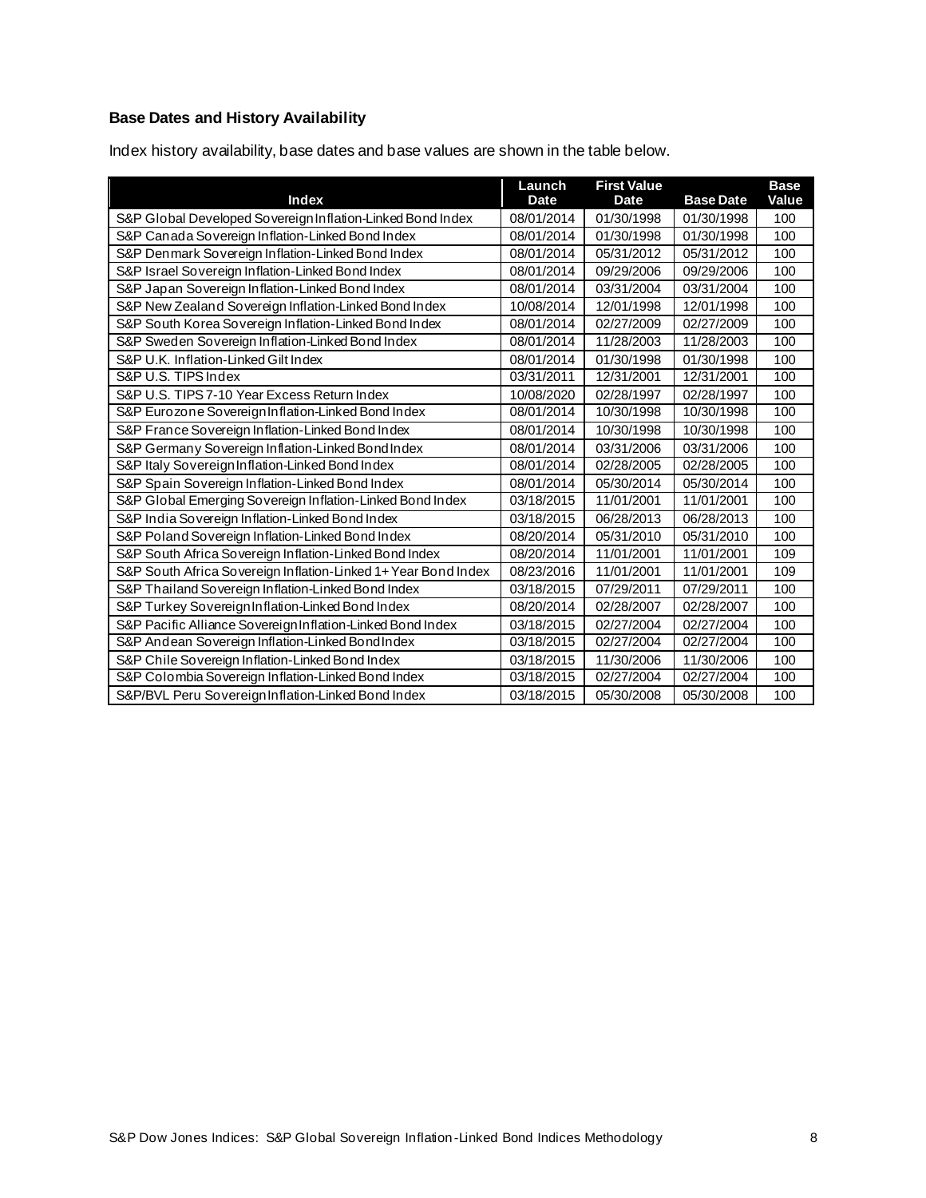### Base Dates and History Availability

Index history availability, base dates and base values are shown in the table below.

| Index | Launch Date | First Value Date | Base Date | Base Value |
|---|---|---|---|---|
| S&P Global Developed Sovereign Inflation-Linked Bond Index | 08/01/2014 | 01/30/1998 | 01/30/1998 | 100 |
| S&P Canada Sovereign Inflation-Linked Bond Index | 08/01/2014 | 01/30/1998 | 01/30/1998 | 100 |
| S&P Denmark Sovereign Inflation-Linked Bond Index | 08/01/2014 | 05/31/2012 | 05/31/2012 | 100 |
| S&P Israel Sovereign Inflation-Linked Bond Index | 08/01/2014 | 09/29/2006 | 09/29/2006 | 100 |
| S&P Japan Sovereign Inflation-Linked Bond Index | 08/01/2014 | 03/31/2004 | 03/31/2004 | 100 |
| S&P New Zealand Sovereign Inflation-Linked Bond Index | 10/08/2014 | 12/01/1998 | 12/01/1998 | 100 |
| S&P South Korea Sovereign Inflation-Linked Bond Index | 08/01/2014 | 02/27/2009 | 02/27/2009 | 100 |
| S&P Sweden Sovereign Inflation-Linked Bond Index | 08/01/2014 | 11/28/2003 | 11/28/2003 | 100 |
| S&P U.K. Inflation-Linked Gilt Index | 08/01/2014 | 01/30/1998 | 01/30/1998 | 100 |
| S&P U.S. TIPS Index | 03/31/2011 | 12/31/2001 | 12/31/2001 | 100 |
| S&P U.S. TIPS 7-10 Year Excess Return Index | 10/08/2020 | 02/28/1997 | 02/28/1997 | 100 |
| S&P Eurozone Sovereign Inflation-Linked Bond Index | 08/01/2014 | 10/30/1998 | 10/30/1998 | 100 |
| S&P France Sovereign Inflation-Linked Bond Index | 08/01/2014 | 10/30/1998 | 10/30/1998 | 100 |
| S&P Germany Sovereign Inflation-Linked Bond Index | 08/01/2014 | 03/31/2006 | 03/31/2006 | 100 |
| S&P Italy Sovereign Inflation-Linked Bond Index | 08/01/2014 | 02/28/2005 | 02/28/2005 | 100 |
| S&P Spain Sovereign Inflation-Linked Bond Index | 08/01/2014 | 05/30/2014 | 05/30/2014 | 100 |
| S&P Global Emerging Sovereign Inflation-Linked Bond Index | 03/18/2015 | 11/01/2001 | 11/01/2001 | 100 |
| S&P India Sovereign Inflation-Linked Bond Index | 03/18/2015 | 06/28/2013 | 06/28/2013 | 100 |
| S&P Poland Sovereign Inflation-Linked Bond Index | 08/20/2014 | 05/31/2010 | 05/31/2010 | 100 |
| S&P South Africa Sovereign Inflation-Linked Bond Index | 08/20/2014 | 11/01/2001 | 11/01/2001 | 109 |
| S&P South Africa Sovereign Inflation-Linked 1+ Year Bond Index | 08/23/2016 | 11/01/2001 | 11/01/2001 | 109 |
| S&P Thailand Sovereign Inflation-Linked Bond Index | 03/18/2015 | 07/29/2011 | 07/29/2011 | 100 |
| S&P Turkey Sovereign Inflation-Linked Bond Index | 08/20/2014 | 02/28/2007 | 02/28/2007 | 100 |
| S&P Pacific Alliance Sovereign Inflation-Linked Bond Index | 03/18/2015 | 02/27/2004 | 02/27/2004 | 100 |
| S&P Andean Sovereign Inflation-Linked Bond Index | 03/18/2015 | 02/27/2004 | 02/27/2004 | 100 |
| S&P Chile Sovereign Inflation-Linked Bond Index | 03/18/2015 | 11/30/2006 | 11/30/2006 | 100 |
| S&P Colombia Sovereign Inflation-Linked Bond Index | 03/18/2015 | 02/27/2004 | 02/27/2004 | 100 |
| S&P/BVL Peru Sovereign Inflation-Linked Bond Index | 03/18/2015 | 05/30/2008 | 05/30/2008 | 100 |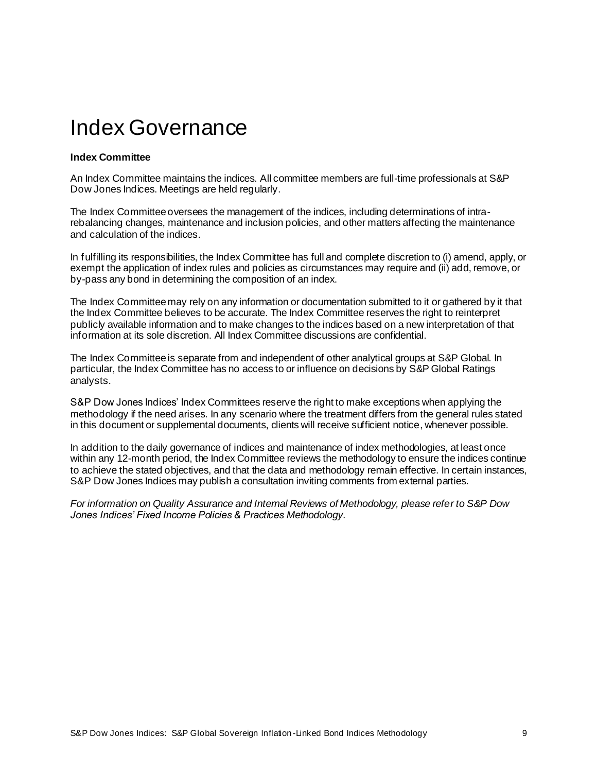# Index Governance

## Index Committee

An Index Committee maintains the indices. All committee members are full-time professionals at S&P Dow Jones Indices. Meetings are held regularly.

The Index Committee oversees the management of the indices, including determinations of intra-rebalancing changes, maintenance and inclusion policies, and other matters affecting the maintenance and calculation of the indices.

In fulfilling its responsibilities, the Index Committee has full and complete discretion to (i) amend, apply, or exempt the application of index rules and policies as circumstances may require and (ii) add, remove, or by-pass any bond in determining the composition of an index.

The Index Committee may rely on any information or documentation submitted to it or gathered by it that the Index Committee believes to be accurate. The Index Committee reserves the right to reinterpret publicly available information and to make changes to the indices based on a new interpretation of that information at its sole discretion. All Index Committee discussions are confidential.

The Index Committee is separate from and independent of other analytical groups at S&P Global. In particular, the Index Committee has no access to or influence on decisions by S&P Global Ratings analysts.

S&P Dow Jones Indices' Index Committees reserve the right to make exceptions when applying the methodology if the need arises. In any scenario where the treatment differs from the general rules stated in this document or supplemental documents, clients will receive sufficient notice, whenever possible.

In addition to the daily governance of indices and maintenance of index methodologies, at least once within any 12-month period, the Index Committee reviews the methodology to ensure the indices continue to achieve the stated objectives, and that the data and methodology remain effective. In certain instances, S&P Dow Jones Indices may publish a consultation inviting comments from external parties.

*For information on Quality Assurance and Internal Reviews of Methodology, please refer to S&P Dow Jones Indices' Fixed Income Policies & Practices Methodology.*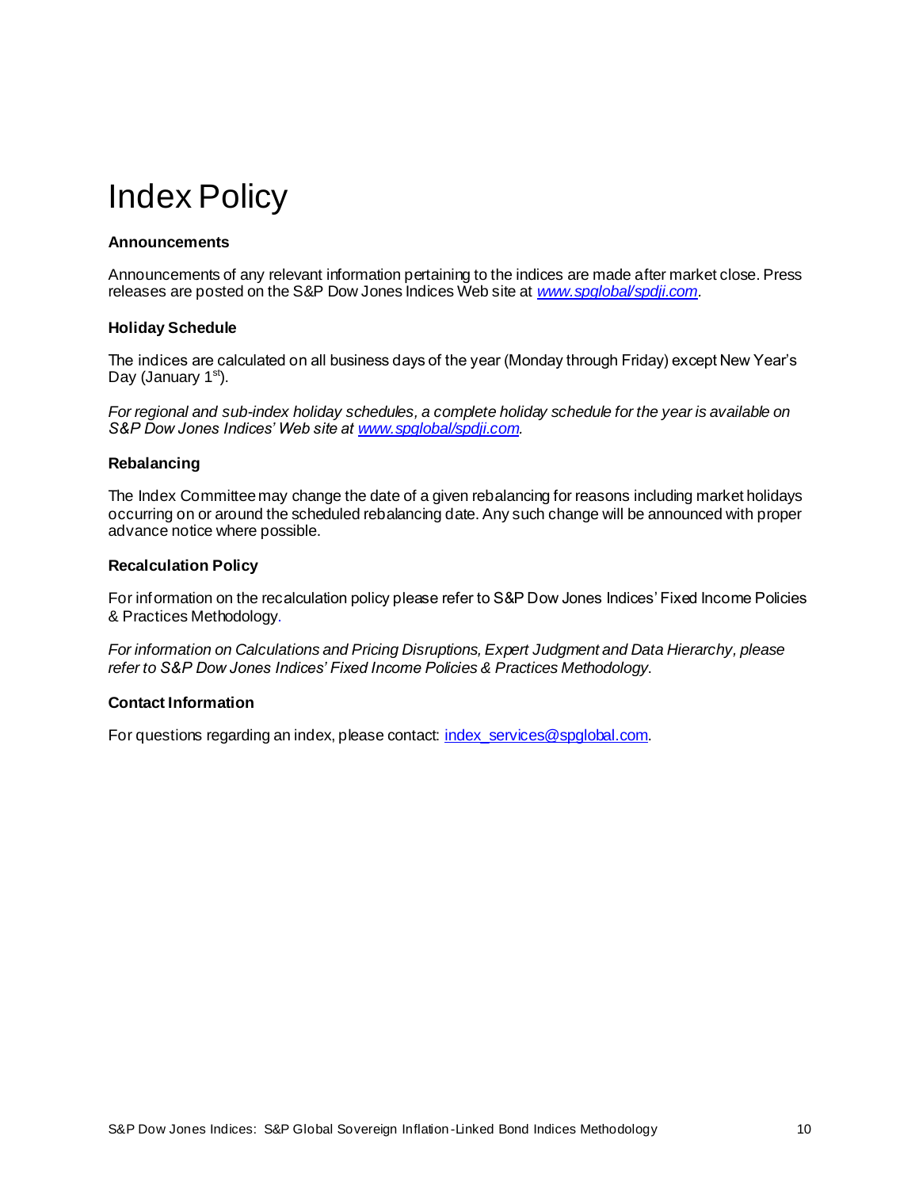# Index Policy

### Announcements

Announcements of any relevant information pertaining to the indices are made after market close. Press releases are posted on the S&P Dow Jones Indices Web site at *www.spglobal/spdji.com*.

### Holiday Schedule

The indices are calculated on all business days of the year (Monday through Friday) except New Year's Day (January 1st).

*For regional and sub-index holiday schedules, a complete holiday schedule for the year is available on S&P Dow Jones Indices' Web site at www.spglobal/spdji.com.*

### Rebalancing

The Index Committee may change the date of a given rebalancing for reasons including market holidays occurring on or around the scheduled rebalancing date. Any such change will be announced with proper advance notice where possible.

### Recalculation Policy

For information on the recalculation policy please refer to S&P Dow Jones Indices' Fixed Income Policies & Practices Methodology.

*For information on Calculations and Pricing Disruptions, Expert Judgment and Data Hierarchy, please refer to S&P Dow Jones Indices' Fixed Income Policies & Practices Methodology.*

### Contact Information

For questions regarding an index, please contact: index_services@spglobal.com.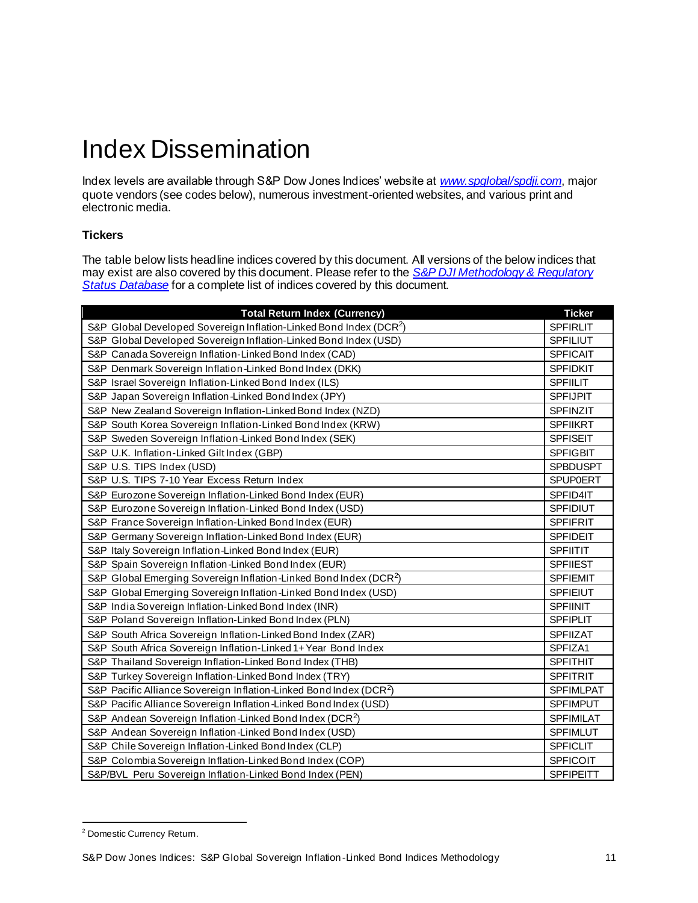# Index Dissemination

Index levels are available through S&P Dow Jones Indices' website at *[www.spglobal/spdji.com](www.spglobal/spdji.com)*, major quote vendors (see codes below), numerous investment-oriented websites, and various print and electronic media.

### Tickers

The table below lists headline indices covered by this document. All versions of the below indices that may exist are also covered by this document. Please refer to the *S&P DJI Methodology & Regulatory Status Database* for a complete list of indices covered by this document.

| Total Return Index (Currency) | Ticker |
|---|---|
| S&P Global Developed Sovereign Inflation-Linked Bond Index (DCR[2]) | SPFIRLIT |
| S&P Global Developed Sovereign Inflation-Linked Bond Index (USD) | SPFILIUT |
| S&P Canada Sovereign Inflation-Linked Bond Index (CAD) | SPFICAIT |
| S&P Denmark Sovereign Inflation-Linked Bond Index (DKK) | SPFIDKIT |
| S&P Israel Sovereign Inflation-Linked Bond Index (ILS) | SPFIILIT |
| S&P Japan Sovereign Inflation-Linked Bond Index (JPY) | SPFIJPIT |
| S&P New Zealand Sovereign Inflation-Linked Bond Index (NZD) | SPFINZIT |
| S&P South Korea Sovereign Inflation-Linked Bond Index (KRW) | SPFIIKRT |
| S&P Sweden Sovereign Inflation-Linked Bond Index (SEK) | SPFISEIT |
| S&P U.K. Inflation-Linked Gilt Index (GBP) | SPFIGBIT |
| S&P U.S. TIPS Index (USD) | SPBDUSPT |
| S&P U.S. TIPS 7-10 Year Excess Return Index | SPUP0ERT |
| S&P Eurozone Sovereign Inflation-Linked Bond Index (EUR) | SPFID4IT |
| S&P Eurozone Sovereign Inflation-Linked Bond Index (USD) | SPFIDIUT |
| S&P France Sovereign Inflation-Linked Bond Index (EUR) | SPFIFRIT |
| S&P Germany Sovereign Inflation-Linked Bond Index (EUR) | SPFIDEIT |
| S&P Italy Sovereign Inflation-Linked Bond Index (EUR) | SPFIITIT |
| S&P Spain Sovereign Inflation-Linked Bond Index (EUR) | SPFIIEST |
| S&P Global Emerging Sovereign Inflation-Linked Bond Index (DCR[2]) | SPFIEMIT |
| S&P Global Emerging Sovereign Inflation-Linked Bond Index (USD) | SPFIEIUT |
| S&P India Sovereign Inflation-Linked Bond Index (INR) | SPFIINIT |
| S&P Poland Sovereign Inflation-Linked Bond Index (PLN) | SPFIPLIT |
| S&P South Africa Sovereign Inflation-Linked Bond Index (ZAR) | SPFIIZAT |
| S&P South Africa Sovereign Inflation-Linked 1+ Year Bond Index | SPFIZA1 |
| S&P Thailand Sovereign Inflation-Linked Bond Index (THB) | SPFITHIT |
| S&P Turkey Sovereign Inflation-Linked Bond Index (TRY) | SPFITRIT |
| S&P Pacific Alliance Sovereign Inflation-Linked Bond Index (DCR[2]) | SPFIMLPAT |
| S&P Pacific Alliance Sovereign Inflation-Linked Bond Index (USD) | SPFIMPUT |
| S&P Andean Sovereign Inflation-Linked Bond Index (DCR[2]) | SPFIMILAT |
| S&P Andean Sovereign Inflation-Linked Bond Index (USD) | SPFIMLUT |
| S&P Chile Sovereign Inflation-Linked Bond Index (CLP) | SPFICLIT |
| S&P Colombia Sovereign Inflation-Linked Bond Index (COP) | SPFICOIT |
| S&P/BVL Peru Sovereign Inflation-Linked Bond Index (PEN) | SPFIPEITT |

[2] Domestic Currency Return.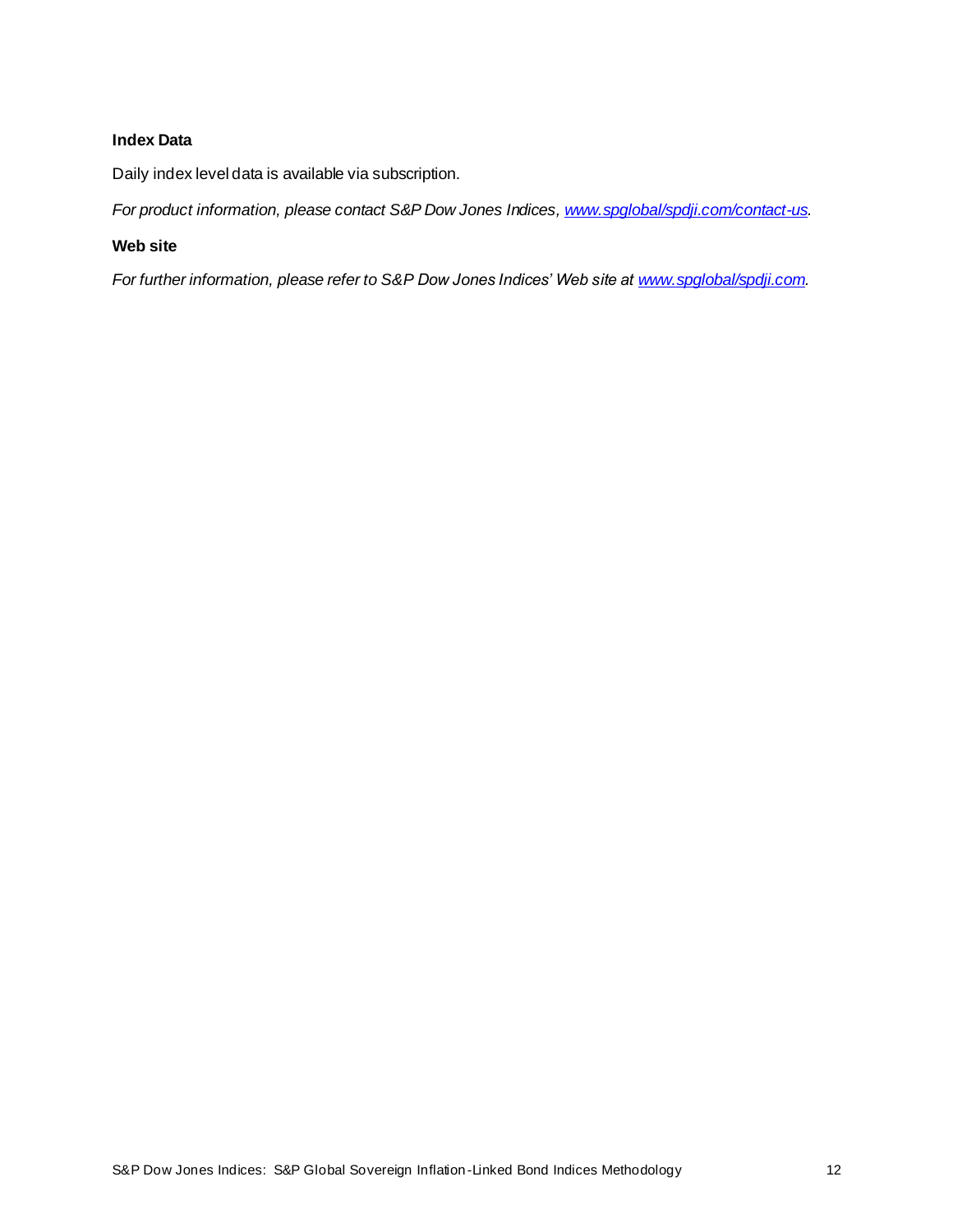### Index Data

Daily index level data is available via subscription.

*For product information, please contact S&P Dow Jones Indices, [www.spglobal/spdji.com/contact-us](www.spglobal/spdji.com/contact-us).*

### Web site

*For further information, please refer to S&P Dow Jones Indices' Web site at [www.spglobal/spdji.com](www.spglobal/spdji.com).*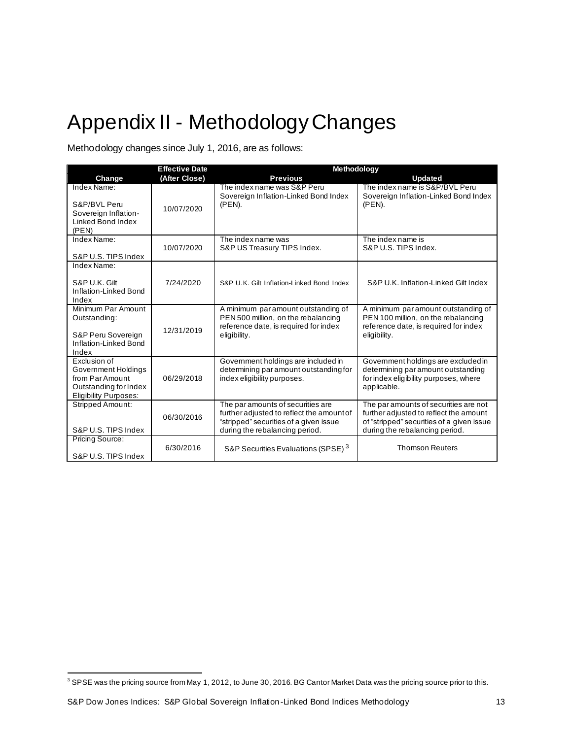# Appendix II - Methodology Changes

Methodology changes since July 1, 2016, are as follows:

| Change | Effective Date (After Close) | Methodology | |
|---|---|---|---|
| | | Previous | Updated |
| Index Name: S&P/BVL Peru Sovereign Inflation-Linked Bond Index (PEN) | 10/07/2020 | The index name was S&P Peru Sovereign Inflation-Linked Bond Index (PEN). | The index name is S&P/BVL Peru Sovereign Inflation-Linked Bond Index (PEN). |
| Index Name: S&P U.S. TIPS Index | 10/07/2020 | The index name was S&P US Treasury TIPS Index. | The index name is S&P U.S. TIPS Index. |
| Index Name: S&P U.K. Gilt Inflation-Linked Bond Index | 7/24/2020 | S&P U.K. Gilt Inflation-Linked Bond Index | S&P U.K. Inflation-Linked Gilt Index |
| Minimum Par Amount Outstanding: S&P Peru Sovereign Inflation-Linked Bond Index | 12/31/2019 | A minimum par amount outstanding of PEN 500 million, on the rebalancing reference date, is required for index eligibility. | A minimum par amount outstanding of PEN 100 million, on the rebalancing reference date, is required for index eligibility. |
| Exclusion of Government Holdings from Par Amount Outstanding for Index Eligibility Purposes: | 06/29/2018 | Government holdings are included in determining par amount outstanding for index eligibility purposes. | Government holdings are excluded in determining par amount outstanding for index eligibility purposes, where applicable. |
| Stripped Amount: S&P U.S. TIPS Index | 06/30/2016 | The par amounts of securities are further adjusted to reflect the amount of "stripped" securities of a given issue during the rebalancing period. | The par amounts of securities are not further adjusted to reflect the amount of "stripped" securities of a given issue during the rebalancing period. |
| Pricing Source: S&P U.S. TIPS Index | 6/30/2016 | S&P Securities Evaluations (SPSE) [3] | Thomson Reuters |

[3] SPSE was the pricing source from May 1, 2012, to June 30, 2016. BG Cantor Market Data was the pricing source prior to this.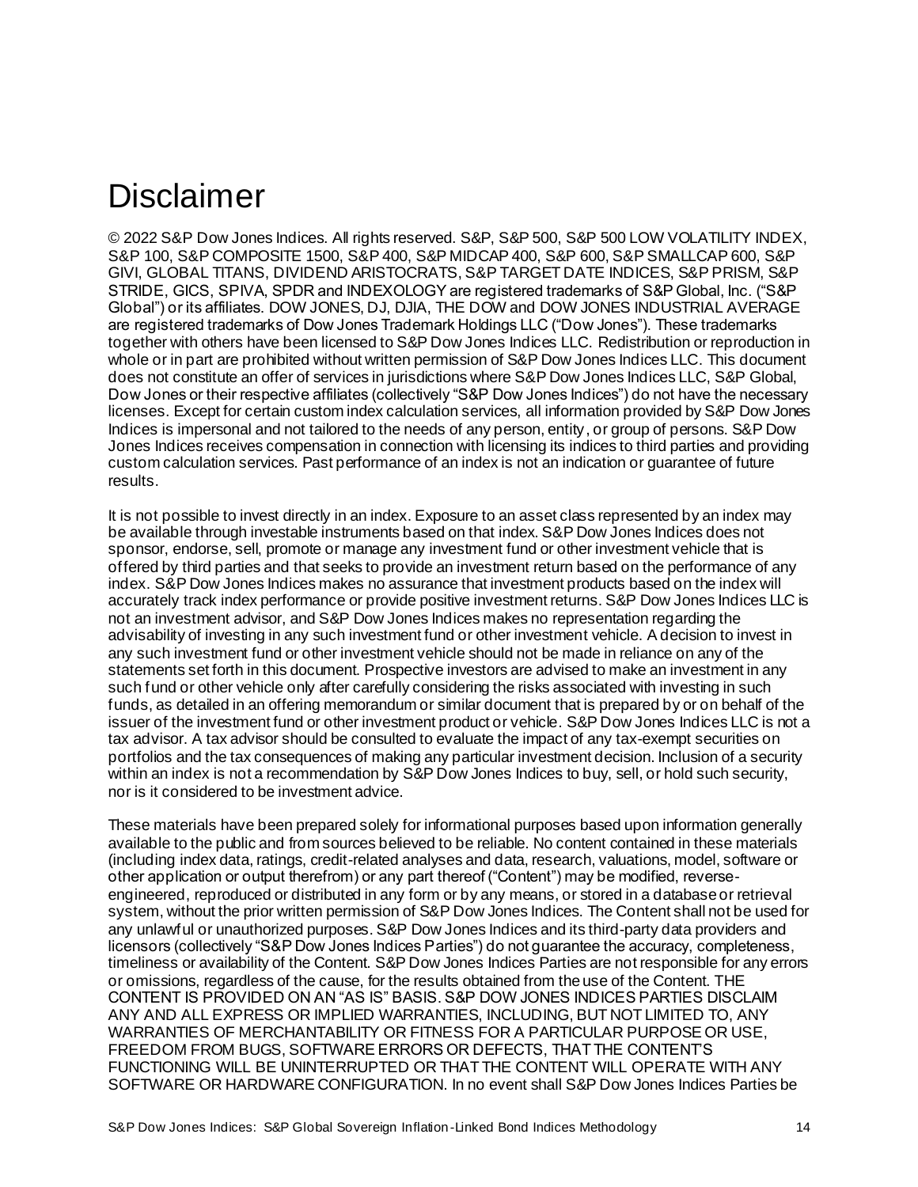# Disclaimer

© 2022 S&P Dow Jones Indices. All rights reserved. S&P, S&P 500, S&P 500 LOW VOLATILITY INDEX, S&P 100, S&P COMPOSITE 1500, S&P 400, S&P MIDCAP 400, S&P 600, S&P SMALLCAP 600, S&P GIVI, GLOBAL TITANS, DIVIDEND ARISTOCRATS, S&P TARGET DATE INDICES, S&P PRISM, S&P STRIDE, GICS, SPIVA, SPDR and INDEXOLOGY are registered trademarks of S&P Global, Inc. ("S&P Global") or its affiliates. DOW JONES, DJ, DJIA, THE DOW and DOW JONES INDUSTRIAL AVERAGE are registered trademarks of Dow Jones Trademark Holdings LLC ("Dow Jones"). These trademarks together with others have been licensed to S&P Dow Jones Indices LLC. Redistribution or reproduction in whole or in part are prohibited without written permission of S&P Dow Jones Indices LLC. This document does not constitute an offer of services in jurisdictions where S&P Dow Jones Indices LLC, S&P Global, Dow Jones or their respective affiliates (collectively "S&P Dow Jones Indices") do not have the necessary licenses. Except for certain custom index calculation services, all information provided by S&P Dow Jones Indices is impersonal and not tailored to the needs of any person, entity, or group of persons. S&P Dow Jones Indices receives compensation in connection with licensing its indices to third parties and providing custom calculation services. Past performance of an index is not an indication or guarantee of future results.

It is not possible to invest directly in an index. Exposure to an asset class represented by an index may be available through investable instruments based on that index. S&P Dow Jones Indices does not sponsor, endorse, sell, promote or manage any investment fund or other investment vehicle that is offered by third parties and that seeks to provide an investment return based on the performance of any index. S&P Dow Jones Indices makes no assurance that investment products based on the index will accurately track index performance or provide positive investment returns. S&P Dow Jones Indices LLC is not an investment advisor, and S&P Dow Jones Indices makes no representation regarding the advisability of investing in any such investment fund or other investment vehicle. A decision to invest in any such investment fund or other investment vehicle should not be made in reliance on any of the statements set forth in this document. Prospective investors are advised to make an investment in any such fund or other vehicle only after carefully considering the risks associated with investing in such funds, as detailed in an offering memorandum or similar document that is prepared by or on behalf of the issuer of the investment fund or other investment product or vehicle. S&P Dow Jones Indices LLC is not a tax advisor. A tax advisor should be consulted to evaluate the impact of any tax-exempt securities on portfolios and the tax consequences of making any particular investment decision. Inclusion of a security within an index is not a recommendation by S&P Dow Jones Indices to buy, sell, or hold such security, nor is it considered to be investment advice.

These materials have been prepared solely for informational purposes based upon information generally available to the public and from sources believed to be reliable. No content contained in these materials (including index data, ratings, credit-related analyses and data, research, valuations, model, software or other application or output therefrom) or any part thereof ("Content") may be modified, reverse-engineered, reproduced or distributed in any form or by any means, or stored in a database or retrieval system, without the prior written permission of S&P Dow Jones Indices. The Content shall not be used for any unlawful or unauthorized purposes. S&P Dow Jones Indices and its third-party data providers and licensors (collectively "S&P Dow Jones Indices Parties") do not guarantee the accuracy, completeness, timeliness or availability of the Content. S&P Dow Jones Indices Parties are not responsible for any errors or omissions, regardless of the cause, for the results obtained from the use of the Content. THE CONTENT IS PROVIDED ON AN "AS IS" BASIS. S&P DOW JONES INDICES PARTIES DISCLAIM ANY AND ALL EXPRESS OR IMPLIED WARRANTIES, INCLUDING, BUT NOT LIMITED TO, ANY WARRANTIES OF MERCHANTABILITY OR FITNESS FOR A PARTICULAR PURPOSE OR USE, FREEDOM FROM BUGS, SOFTWARE ERRORS OR DEFECTS, THAT THE CONTENT'S FUNCTIONING WILL BE UNINTERRUPTED OR THAT THE CONTENT WILL OPERATE WITH ANY SOFTWARE OR HARDWARE CONFIGURATION. In no event shall S&P Dow Jones Indices Parties be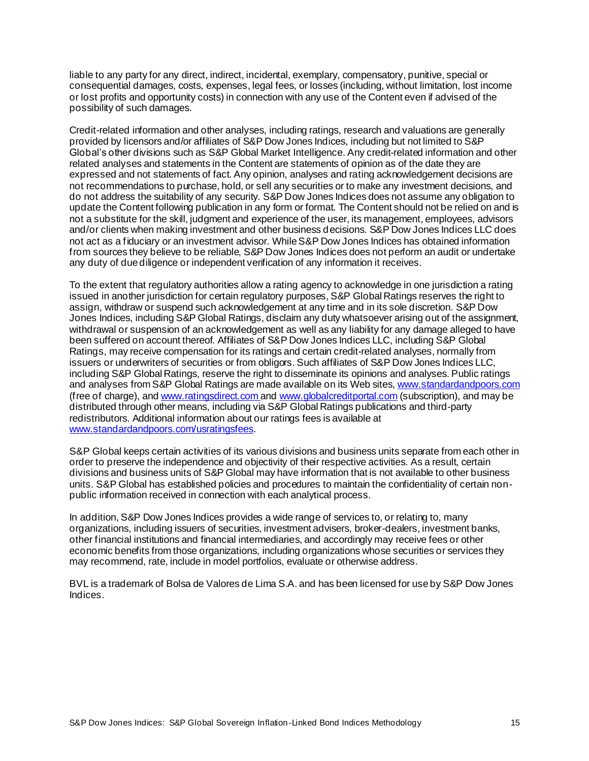liable to any party for any direct, indirect, incidental, exemplary, compensatory, punitive, special or consequential damages, costs, expenses, legal fees, or losses (including, without limitation, lost income or lost profits and opportunity costs) in connection with any use of the Content even if advised of the possibility of such damages.

Credit-related information and other analyses, including ratings, research and valuations are generally provided by licensors and/or affiliates of S&P Dow Jones Indices, including but not limited to S&P Global's other divisions such as S&P Global Market Intelligence. Any credit-related information and other related analyses and statements in the Content are statements of opinion as of the date they are expressed and not statements of fact. Any opinion, analyses and rating acknowledgement decisions are not recommendations to purchase, hold, or sell any securities or to make any investment decisions, and do not address the suitability of any security. S&P Dow Jones Indices does not assume any obligation to update the Content following publication in any form or format. The Content should not be relied on and is not a substitute for the skill, judgment and experience of the user, its management, employees, advisors and/or clients when making investment and other business decisions. S&P Dow Jones Indices LLC does not act as a fiduciary or an investment advisor. While S&P Dow Jones Indices has obtained information from sources they believe to be reliable, S&P Dow Jones Indices does not perform an audit or undertake any duty of due diligence or independent verification of any information it receives.

To the extent that regulatory authorities allow a rating agency to acknowledge in one jurisdiction a rating issued in another jurisdiction for certain regulatory purposes, S&P Global Ratings reserves the right to assign, withdraw or suspend such acknowledgement at any time and in its sole discretion. S&P Dow Jones Indices, including S&P Global Ratings, disclaim any duty whatsoever arising out of the assignment, withdrawal or suspension of an acknowledgement as well as any liability for any damage alleged to have been suffered on account thereof. Affiliates of S&P Dow Jones Indices LLC, including S&P Global Ratings, may receive compensation for its ratings and certain credit-related analyses, normally from issuers or underwriters of securities or from obligors. Such affiliates of S&P Dow Jones Indices LLC, including S&P Global Ratings, reserve the right to disseminate its opinions and analyses. Public ratings and analyses from S&P Global Ratings are made available on its Web sites, www.standardandpoors.com (free of charge), and www.ratingsdirect.com and www.globalcreditportal.com (subscription), and may be distributed through other means, including via S&P Global Ratings publications and third-party redistributors. Additional information about our ratings fees is available at www.standardandpoors.com/usratingsfees.

S&P Global keeps certain activities of its various divisions and business units separate from each other in order to preserve the independence and objectivity of their respective activities. As a result, certain divisions and business units of S&P Global may have information that is not available to other business units. S&P Global has established policies and procedures to maintain the confidentiality of certain non-public information received in connection with each analytical process.

In addition, S&P Dow Jones Indices provides a wide range of services to, or relating to, many organizations, including issuers of securities, investment advisers, broker-dealers, investment banks, other financial institutions and financial intermediaries, and accordingly may receive fees or other economic benefits from those organizations, including organizations whose securities or services they may recommend, rate, include in model portfolios, evaluate or otherwise address.

BVL is a trademark of Bolsa de Valores de Lima S.A. and has been licensed for use by S&P Dow Jones Indices.